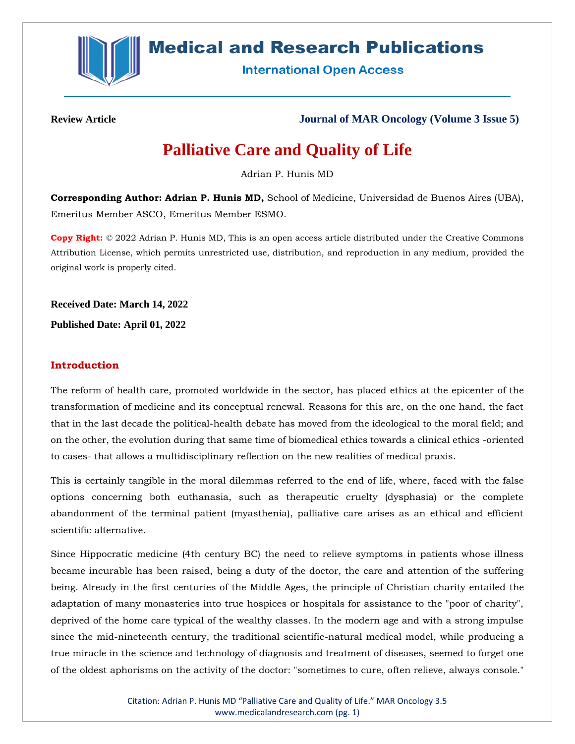Review Article

Journal of MAR Oncology (Volume 3 Issue 5)

# Palliative Care and Quality of Life

Adrian P. Hunis MD

**Corresponding Author: Adrian P. Hunis MD,** School of Medicine, Universidad de Buenos Aires (UBA), Emeritus Member ASCO, Emeritus Member ESMO.

**Copy Right:** © 2022 Adrian P. Hunis MD, This is an open access article distributed under the Creative Commons Attribution License, which permits unrestricted use, distribution, and reproduction in any medium, provided the original work is properly cited.

**Received Date: March 14, 2022**

**Published Date: April 01, 2022**

## Introduction

The reform of health care, promoted worldwide in the sector, has placed ethics at the epicenter of the transformation of medicine and its conceptual renewal. Reasons for this are, on the one hand, the fact that in the last decade the political-health debate has moved from the ideological to the moral field; and on the other, the evolution during that same time of biomedical ethics towards a clinical ethics -oriented to cases- that allows a multidisciplinary reflection on the new realities of medical praxis.

This is certainly tangible in the moral dilemmas referred to the end of life, where, faced with the false options concerning both euthanasia, such as therapeutic cruelty (dysphasia) or the complete abandonment of the terminal patient (myasthenia), palliative care arises as an ethical and efficient scientific alternative.

Since Hippocratic medicine (4th century BC) the need to relieve symptoms in patients whose illness became incurable has been raised, being a duty of the doctor, the care and attention of the suffering being. Already in the first centuries of the Middle Ages, the principle of Christian charity entailed the adaptation of many monasteries into true hospices or hospitals for assistance to the "poor of charity", deprived of the home care typical of the wealthy classes. In the modern age and with a strong impulse since the mid-nineteenth century, the traditional scientific-natural medical model, while producing a true miracle in the science and technology of diagnosis and treatment of diseases, seemed to forget one of the oldest aphorisms on the activity of the doctor: "sometimes to cure, often relieve, always console."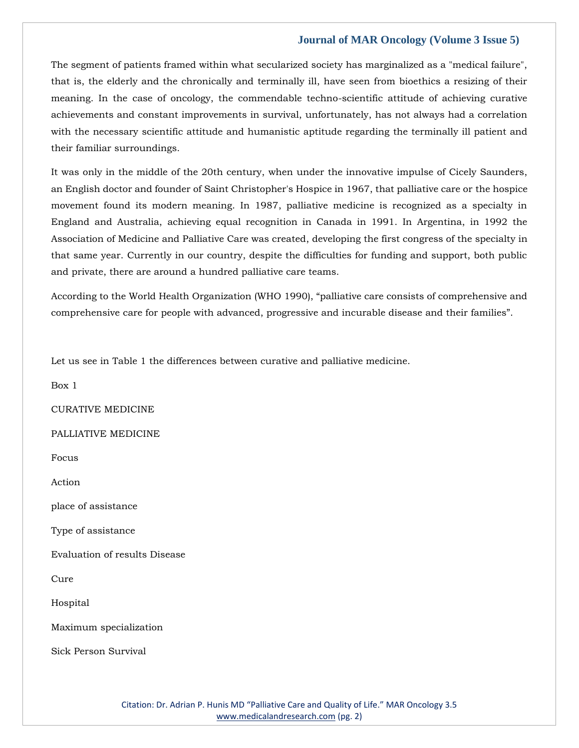The segment of patients framed within what secularized society has marginalized as a "medical failure", that is, the elderly and the chronically and terminally ill, have seen from bioethics a resizing of their meaning. In the case of oncology, the commendable techno-scientific attitude of achieving curative achievements and constant improvements in survival, unfortunately, has not always had a correlation with the necessary scientific attitude and humanistic aptitude regarding the terminally ill patient and their familiar surroundings.

It was only in the middle of the 20th century, when under the innovative impulse of Cicely Saunders, an English doctor and founder of Saint Christopher's Hospice in 1967, that palliative care or the hospice movement found its modern meaning. In 1987, palliative medicine is recognized as a specialty in England and Australia, achieving equal recognition in Canada in 1991. In Argentina, in 1992 the Association of Medicine and Palliative Care was created, developing the first congress of the specialty in that same year. Currently in our country, despite the difficulties for funding and support, both public and private, there are around a hundred palliative care teams.

According to the World Health Organization (WHO 1990), "palliative care consists of comprehensive and comprehensive care for people with advanced, progressive and incurable disease and their families".

Let us see in Table 1 the differences between curative and palliative medicine.

Box 1

CURATIVE MEDICINE

PALLIATIVE MEDICINE

Focus

Action

place of assistance

Type of assistance

Evaluation of results Disease

Cure

Hospital

Maximum specialization

Sick Person Survival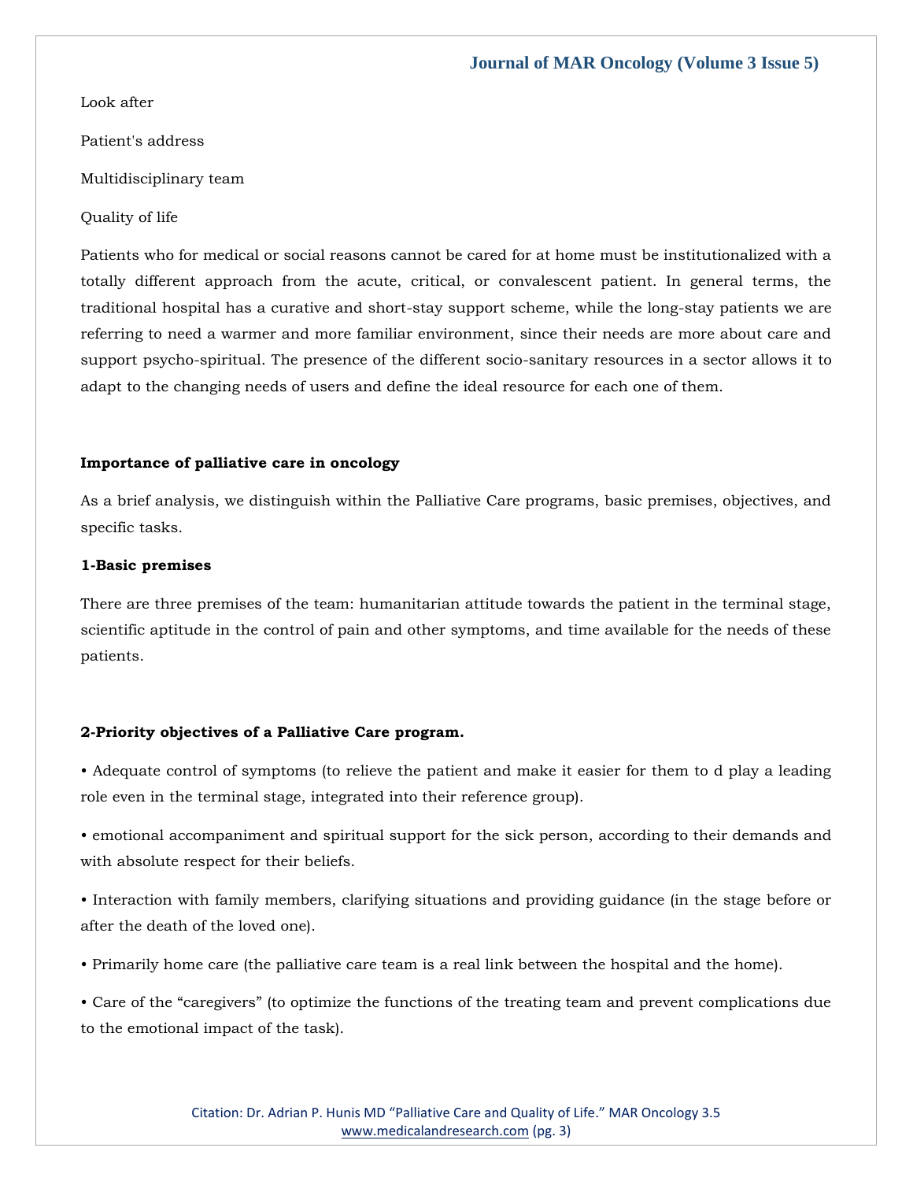Look after

Patient's address

Multidisciplinary team

Quality of life

Patients who for medical or social reasons cannot be cared for at home must be institutionalized with a totally different approach from the acute, critical, or convalescent patient. In general terms, the traditional hospital has a curative and short-stay support scheme, while the long-stay patients we are referring to need a warmer and more familiar environment, since their needs are more about care and support psycho-spiritual. The presence of the different socio-sanitary resources in a sector allows it to adapt to the changing needs of users and define the ideal resource for each one of them.

**Importance of palliative care in oncology**

As a brief analysis, we distinguish within the Palliative Care programs, basic premises, objectives, and specific tasks.

**1-Basic premises**

There are three premises of the team: humanitarian attitude towards the patient in the terminal stage, scientific aptitude in the control of pain and other symptoms, and time available for the needs of these patients.

**2-Priority objectives of a Palliative Care program.**

• Adequate control of symptoms (to relieve the patient and make it easier for them to d play a leading role even in the terminal stage, integrated into their reference group).

• emotional accompaniment and spiritual support for the sick person, according to their demands and with absolute respect for their beliefs.

• Interaction with family members, clarifying situations and providing guidance (in the stage before or after the death of the loved one).

• Primarily home care (the palliative care team is a real link between the hospital and the home).

• Care of the "caregivers" (to optimize the functions of the treating team and prevent complications due to the emotional impact of the task).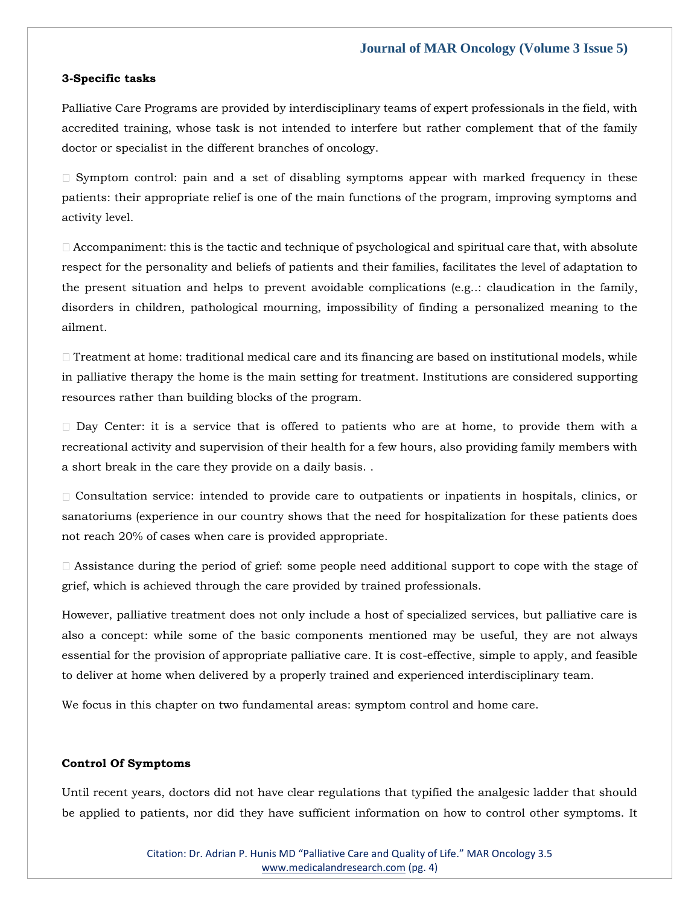**3-Specific tasks**

Palliative Care Programs are provided by interdisciplinary teams of expert professionals in the field, with accredited training, whose task is not intended to interfere but rather complement that of the family doctor or specialist in the different branches of oncology.

- Symptom control: pain and a set of disabling symptoms appear with marked frequency in these patients: their appropriate relief is one of the main functions of the program, improving symptoms and activity level.

- Accompaniment: this is the tactic and technique of psychological and spiritual care that, with absolute respect for the personality and beliefs of patients and their families, facilitates the level of adaptation to the present situation and helps to prevent avoidable complications (e.g..: claudication in the family, disorders in children, pathological mourning, impossibility of finding a personalized meaning to the ailment.

- Treatment at home: traditional medical care and its financing are based on institutional models, while in palliative therapy the home is the main setting for treatment. Institutions are considered supporting resources rather than building blocks of the program.

- Day Center: it is a service that is offered to patients who are at home, to provide them with a recreational activity and supervision of their health for a few hours, also providing family members with a short break in the care they provide on a daily basis. .

- Consultation service: intended to provide care to outpatients or inpatients in hospitals, clinics, or sanatoriums (experience in our country shows that the need for hospitalization for these patients does not reach 20% of cases when care is provided appropriate.

- Assistance during the period of grief: some people need additional support to cope with the stage of grief, which is achieved through the care provided by trained professionals.

However, palliative treatment does not only include a host of specialized services, but palliative care is also a concept: while some of the basic components mentioned may be useful, they are not always essential for the provision of appropriate palliative care. It is cost-effective, simple to apply, and feasible to deliver at home when delivered by a properly trained and experienced interdisciplinary team.

We focus in this chapter on two fundamental areas: symptom control and home care.

**Control Of Symptoms**

Until recent years, doctors did not have clear regulations that typified the analgesic ladder that should be applied to patients, nor did they have sufficient information on how to control other symptoms. It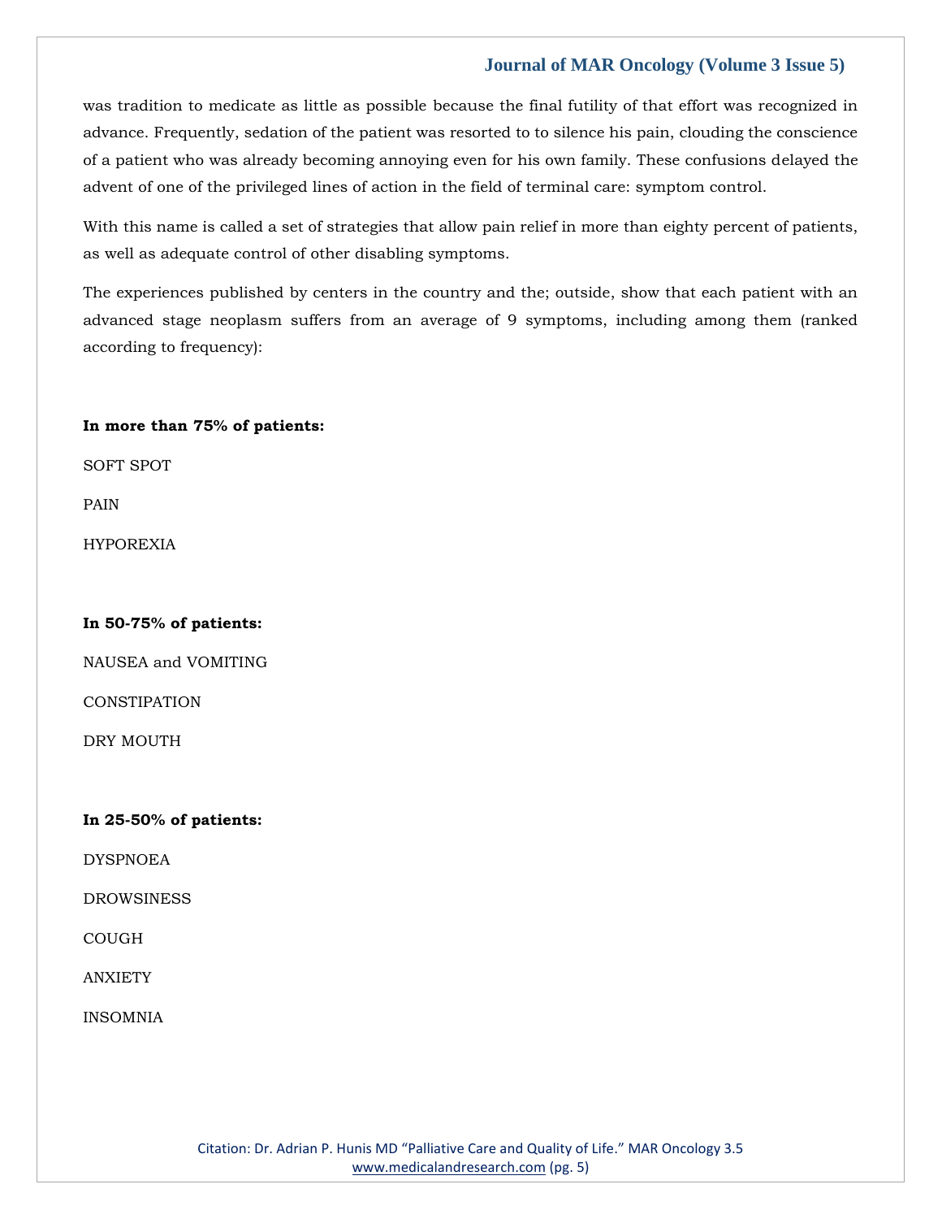was tradition to medicate as little as possible because the final futility of that effort was recognized in advance. Frequently, sedation of the patient was resorted to to silence his pain, clouding the conscience of a patient who was already becoming annoying even for his own family. These confusions delayed the advent of one of the privileged lines of action in the field of terminal care: symptom control.

With this name is called a set of strategies that allow pain relief in more than eighty percent of patients, as well as adequate control of other disabling symptoms.

The experiences published by centers in the country and the; outside, show that each patient with an advanced stage neoplasm suffers from an average of 9 symptoms, including among them (ranked according to frequency):

**In more than 75% of patients:**

SOFT SPOT

PAIN

HYPOREXIA

**In 50-75% of patients:**

NAUSEA and VOMITING

CONSTIPATION

DRY MOUTH

**In 25-50% of patients:**

DYSPNOEA

DROWSINESS

COUGH

ANXIETY

INSOMNIA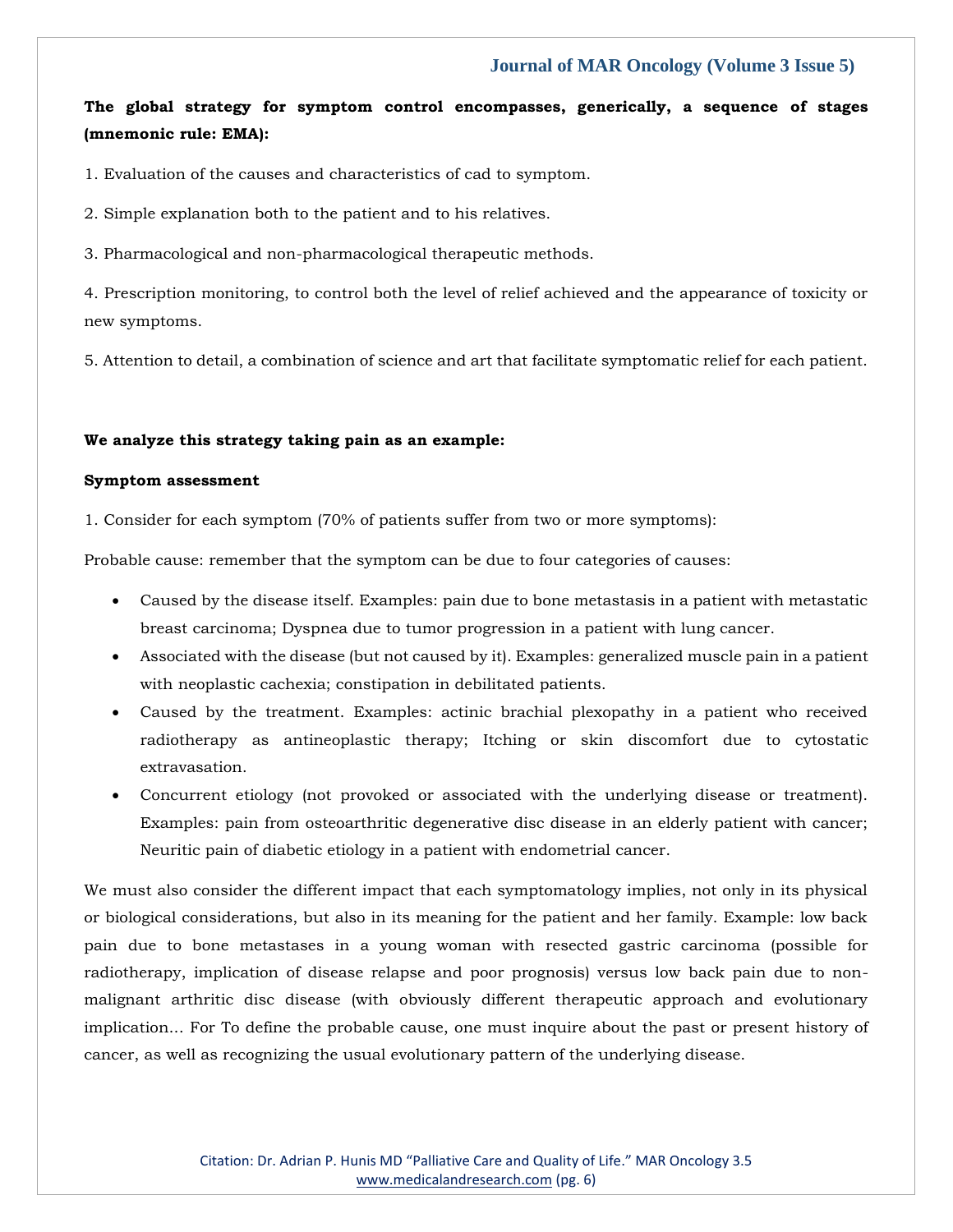**The global strategy for symptom control encompasses, generically, a sequence of stages (mnemonic rule: EMA):**

1. Evaluation of the causes and characteristics of cad to symptom.

2. Simple explanation both to the patient and to his relatives.

3. Pharmacological and non-pharmacological therapeutic methods.

4. Prescription monitoring, to control both the level of relief achieved and the appearance of toxicity or new symptoms.

5. Attention to detail, a combination of science and art that facilitate symptomatic relief for each patient.

**We analyze this strategy taking pain as an example:**

**Symptom assessment**

1. Consider for each symptom (70% of patients suffer from two or more symptoms):

Probable cause: remember that the symptom can be due to four categories of causes:

- Caused by the disease itself. Examples: pain due to bone metastasis in a patient with metastatic breast carcinoma; Dyspnea due to tumor progression in a patient with lung cancer.
- Associated with the disease (but not caused by it). Examples: generalized muscle pain in a patient with neoplastic cachexia; constipation in debilitated patients.
- Caused by the treatment. Examples: actinic brachial plexopathy in a patient who received radiotherapy as antineoplastic therapy; Itching or skin discomfort due to cytostatic extravasation.
- Concurrent etiology (not provoked or associated with the underlying disease or treatment). Examples: pain from osteoarthritic degenerative disc disease in an elderly patient with cancer; Neuritic pain of diabetic etiology in a patient with endometrial cancer.

We must also consider the different impact that each symptomatology implies, not only in its physical or biological considerations, but also in its meaning for the patient and her family. Example: low back pain due to bone metastases in a young woman with resected gastric carcinoma (possible for radiotherapy, implication of disease relapse and poor prognosis) versus low back pain due to non-malignant arthritic disc disease (with obviously different therapeutic approach and evolutionary implication... For To define the probable cause, one must inquire about the past or present history of cancer, as well as recognizing the usual evolutionary pattern of the underlying disease.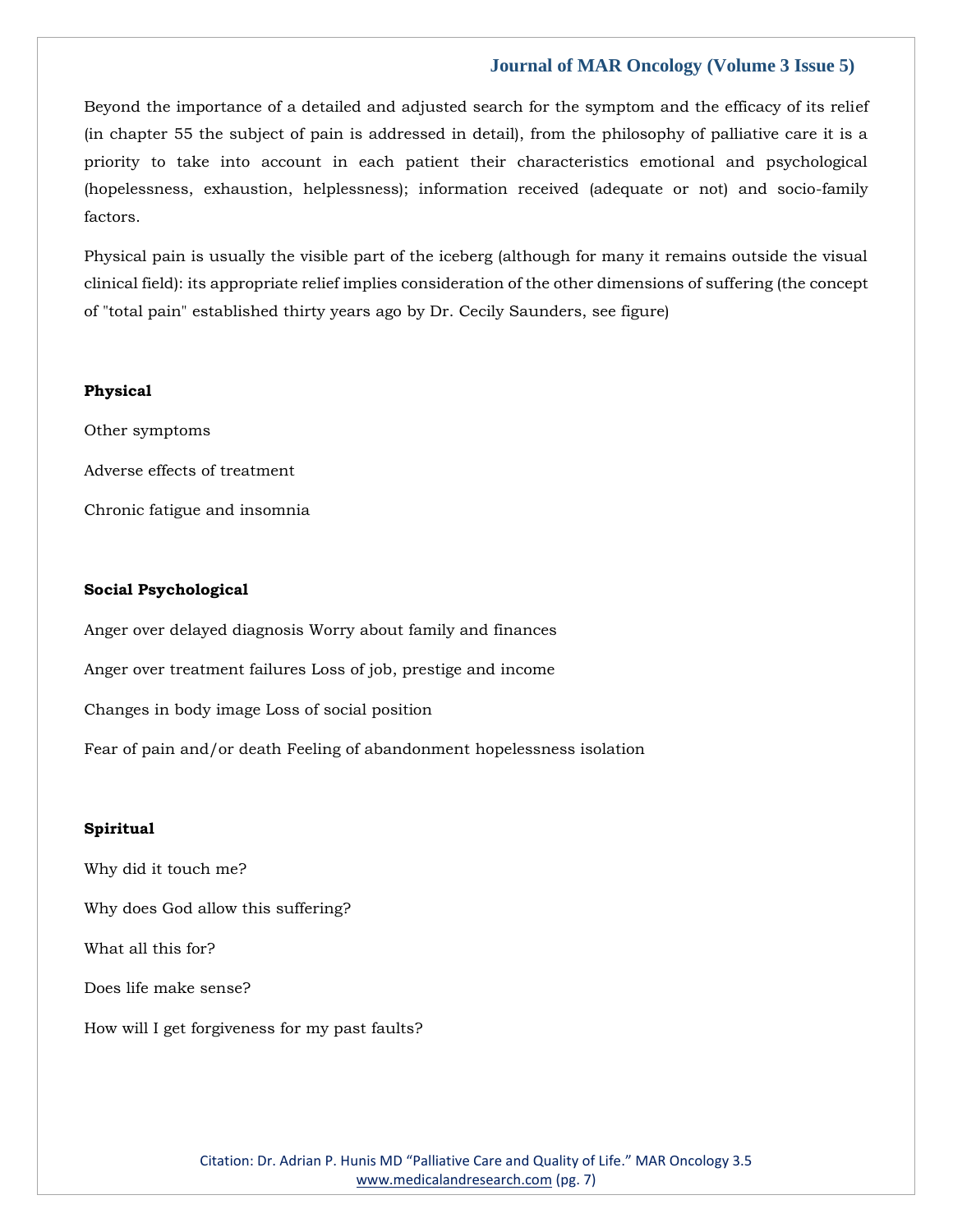Beyond the importance of a detailed and adjusted search for the symptom and the efficacy of its relief (in chapter 55 the subject of pain is addressed in detail), from the philosophy of palliative care it is a priority to take into account in each patient their characteristics emotional and psychological (hopelessness, exhaustion, helplessness); information received (adequate or not) and socio-family factors.

Physical pain is usually the visible part of the iceberg (although for many it remains outside the visual clinical field): its appropriate relief implies consideration of the other dimensions of suffering (the concept of "total pain" established thirty years ago by Dr. Cecily Saunders, see figure)

**Physical**

Other symptoms

Adverse effects of treatment

Chronic fatigue and insomnia

**Social Psychological**

Anger over delayed diagnosis Worry about family and finances

Anger over treatment failures Loss of job, prestige and income

Changes in body image Loss of social position

Fear of pain and/or death Feeling of abandonment hopelessness isolation

**Spiritual**

Why did it touch me?

Why does God allow this suffering?

What all this for?

Does life make sense?

How will I get forgiveness for my past faults?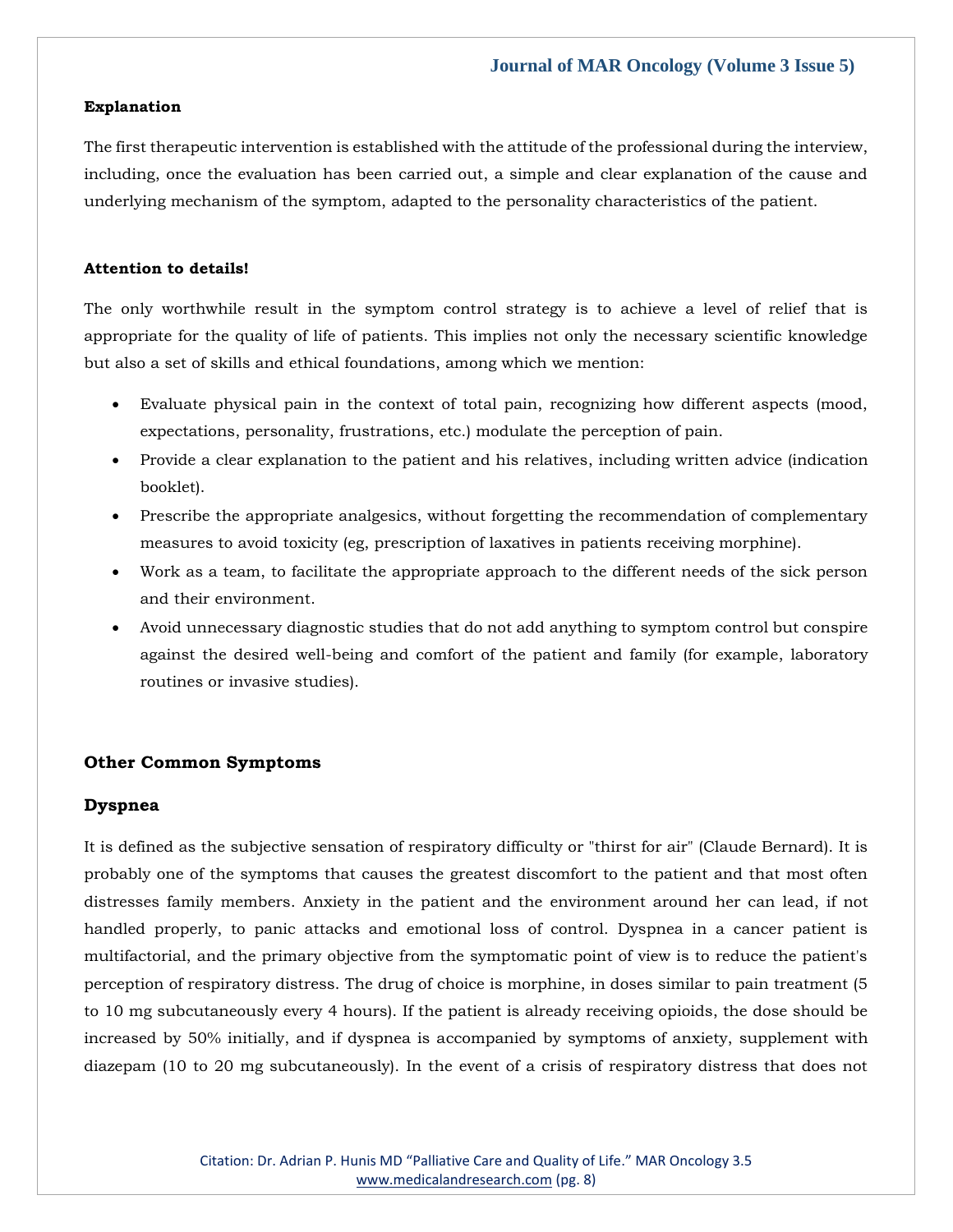**Explanation**

The first therapeutic intervention is established with the attitude of the professional during the interview, including, once the evaluation has been carried out, a simple and clear explanation of the cause and underlying mechanism of the symptom, adapted to the personality characteristics of the patient.

**Attention to details!**

The only worthwhile result in the symptom control strategy is to achieve a level of relief that is appropriate for the quality of life of patients. This implies not only the necessary scientific knowledge but also a set of skills and ethical foundations, among which we mention:

- Evaluate physical pain in the context of total pain, recognizing how different aspects (mood, expectations, personality, frustrations, etc.) modulate the perception of pain.
- Provide a clear explanation to the patient and his relatives, including written advice (indication booklet).
- Prescribe the appropriate analgesics, without forgetting the recommendation of complementary measures to avoid toxicity (eg, prescription of laxatives in patients receiving morphine).
- Work as a team, to facilitate the appropriate approach to the different needs of the sick person and their environment.
- Avoid unnecessary diagnostic studies that do not add anything to symptom control but conspire against the desired well-being and comfort of the patient and family (for example, laboratory routines or invasive studies).

## Other Common Symptoms

### Dyspnea

It is defined as the subjective sensation of respiratory difficulty or "thirst for air" (Claude Bernard). It is probably one of the symptoms that causes the greatest discomfort to the patient and that most often distresses family members. Anxiety in the patient and the environment around her can lead, if not handled properly, to panic attacks and emotional loss of control. Dyspnea in a cancer patient is multifactorial, and the primary objective from the symptomatic point of view is to reduce the patient's perception of respiratory distress. The drug of choice is morphine, in doses similar to pain treatment (5 to 10 mg subcutaneously every 4 hours). If the patient is already receiving opioids, the dose should be increased by 50% initially, and if dyspnea is accompanied by symptoms of anxiety, supplement with diazepam (10 to 20 mg subcutaneously). In the event of a crisis of respiratory distress that does not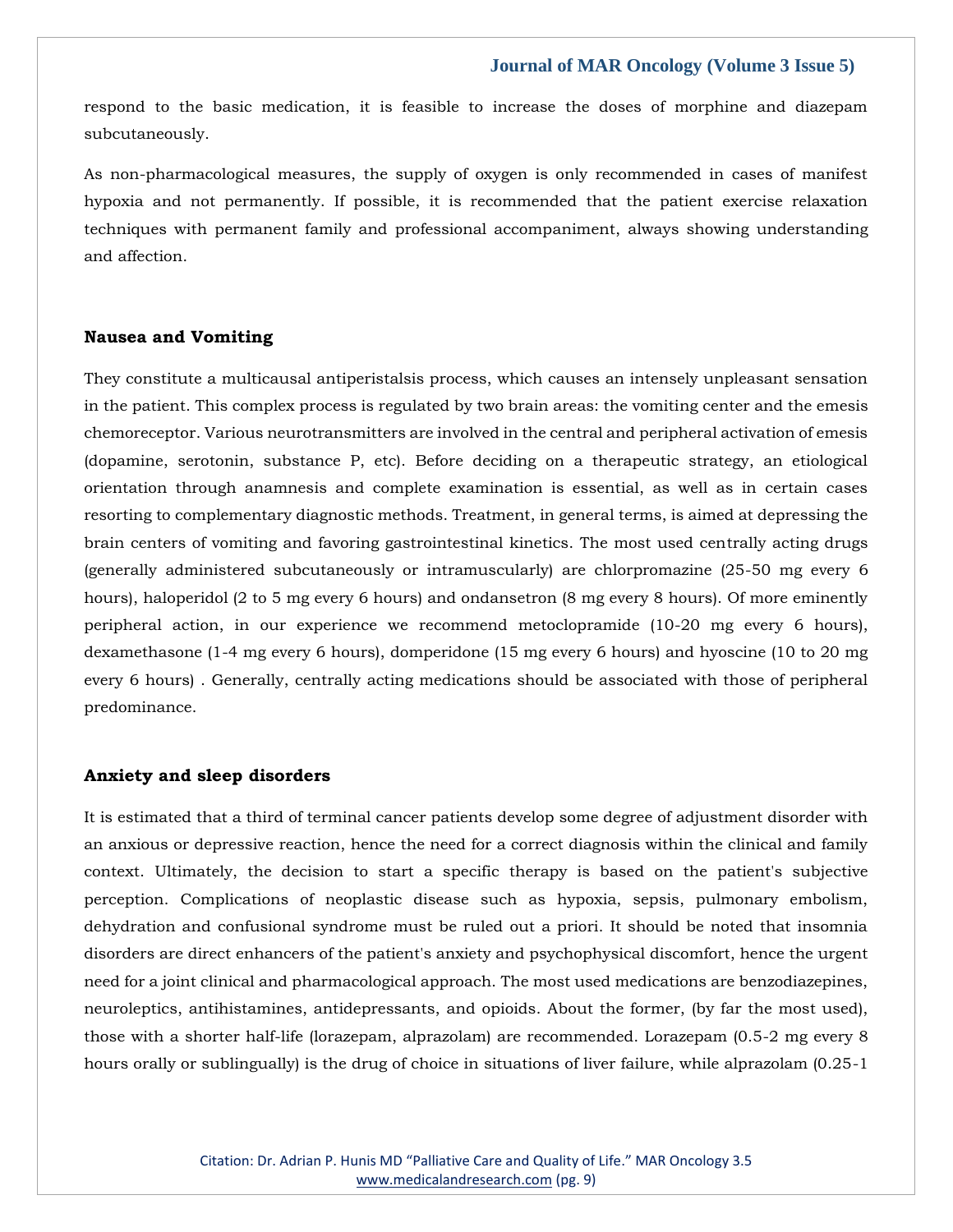respond to the basic medication, it is feasible to increase the doses of morphine and diazepam subcutaneously.

As non-pharmacological measures, the supply of oxygen is only recommended in cases of manifest hypoxia and not permanently. If possible, it is recommended that the patient exercise relaxation techniques with permanent family and professional accompaniment, always showing understanding and affection.

## Nausea and Vomiting

They constitute a multicausal antiperistalsis process, which causes an intensely unpleasant sensation in the patient. This complex process is regulated by two brain areas: the vomiting center and the emesis chemoreceptor. Various neurotransmitters are involved in the central and peripheral activation of emesis (dopamine, serotonin, substance P, etc). Before deciding on a therapeutic strategy, an etiological orientation through anamnesis and complete examination is essential, as well as in certain cases resorting to complementary diagnostic methods. Treatment, in general terms, is aimed at depressing the brain centers of vomiting and favoring gastrointestinal kinetics. The most used centrally acting drugs (generally administered subcutaneously or intramuscularly) are chlorpromazine (25-50 mg every 6 hours), haloperidol (2 to 5 mg every 6 hours) and ondansetron (8 mg every 8 hours). Of more eminently peripheral action, in our experience we recommend metoclopramide (10-20 mg every 6 hours), dexamethasone (1-4 mg every 6 hours), domperidone (15 mg every 6 hours) and hyoscine (10 to 20 mg every 6 hours) . Generally, centrally acting medications should be associated with those of peripheral predominance.

## Anxiety and sleep disorders

It is estimated that a third of terminal cancer patients develop some degree of adjustment disorder with an anxious or depressive reaction, hence the need for a correct diagnosis within the clinical and family context. Ultimately, the decision to start a specific therapy is based on the patient's subjective perception. Complications of neoplastic disease such as hypoxia, sepsis, pulmonary embolism, dehydration and confusional syndrome must be ruled out a priori. It should be noted that insomnia disorders are direct enhancers of the patient's anxiety and psychophysical discomfort, hence the urgent need for a joint clinical and pharmacological approach. The most used medications are benzodiazepines, neuroleptics, antihistamines, antidepressants, and opioids. About the former, (by far the most used), those with a shorter half-life (lorazepam, alprazolam) are recommended. Lorazepam (0.5-2 mg every 8 hours orally or sublingually) is the drug of choice in situations of liver failure, while alprazolam (0.25-1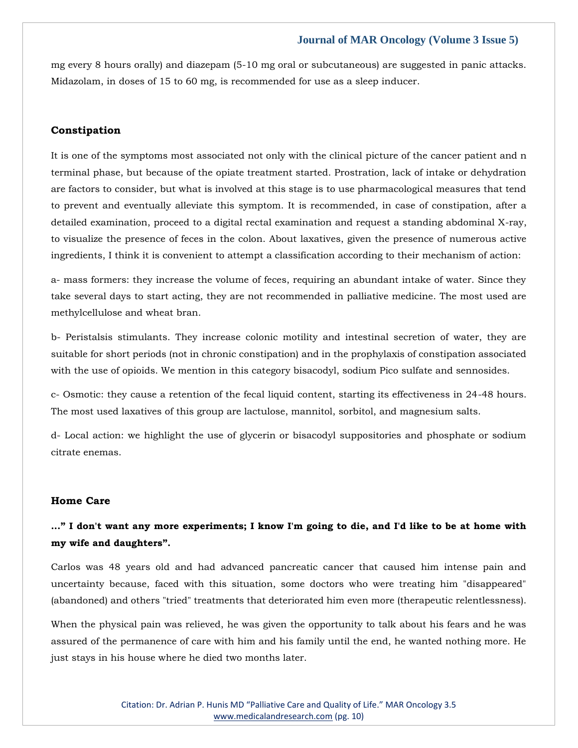mg every 8 hours orally) and diazepam (5-10 mg oral or subcutaneous) are suggested in panic attacks. Midazolam, in doses of 15 to 60 mg, is recommended for use as a sleep inducer.

## Constipation

It is one of the symptoms most associated not only with the clinical picture of the cancer patient and n terminal phase, but because of the opiate treatment started. Prostration, lack of intake or dehydration are factors to consider, but what is involved at this stage is to use pharmacological measures that tend to prevent and eventually alleviate this symptom. It is recommended, in case of constipation, after a detailed examination, proceed to a digital rectal examination and request a standing abdominal X-ray, to visualize the presence of feces in the colon. About laxatives, given the presence of numerous active ingredients, I think it is convenient to attempt a classification according to their mechanism of action:

a- mass formers: they increase the volume of feces, requiring an abundant intake of water. Since they take several days to start acting, they are not recommended in palliative medicine. The most used are methylcellulose and wheat bran.

b- Peristalsis stimulants. They increase colonic motility and intestinal secretion of water, they are suitable for short periods (not in chronic constipation) and in the prophylaxis of constipation associated with the use of opioids. We mention in this category bisacodyl, sodium Pico sulfate and sennosides.

c- Osmotic: they cause a retention of the fecal liquid content, starting its effectiveness in 24-48 hours. The most used laxatives of this group are lactulose, mannitol, sorbitol, and magnesium salts.

d- Local action: we highlight the use of glycerin or bisacodyl suppositories and phosphate or sodium citrate enemas.

## Home Care

**...” I don't want any more experiments; I know I'm going to die, and I'd like to be at home with my wife and daughters”.**

Carlos was 48 years old and had advanced pancreatic cancer that caused him intense pain and uncertainty because, faced with this situation, some doctors who were treating him "disappeared" (abandoned) and others "tried" treatments that deteriorated him even more (therapeutic relentlessness).

When the physical pain was relieved, he was given the opportunity to talk about his fears and he was assured of the permanence of care with him and his family until the end, he wanted nothing more. He just stays in his house where he died two months later.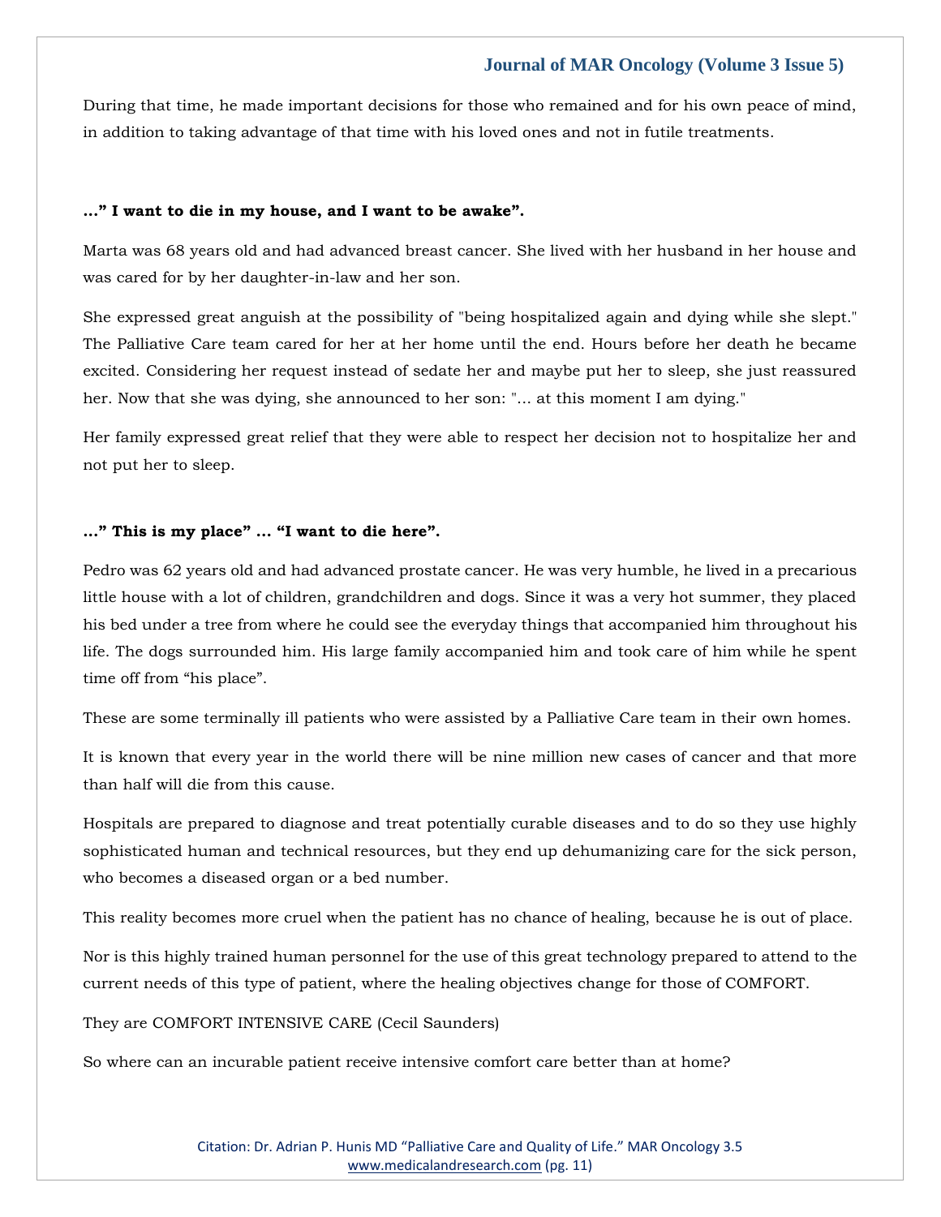During that time, he made important decisions for those who remained and for his own peace of mind, in addition to taking advantage of that time with his loved ones and not in futile treatments.

**…" I want to die in my house, and I want to be awake".**

Marta was 68 years old and had advanced breast cancer. She lived with her husband in her house and was cared for by her daughter-in-law and her son.

She expressed great anguish at the possibility of "being hospitalized again and dying while she slept." The Palliative Care team cared for her at her home until the end. Hours before her death he became excited. Considering her request instead of sedate her and maybe put her to sleep, she just reassured her. Now that she was dying, she announced to her son: "... at this moment I am dying."

Her family expressed great relief that they were able to respect her decision not to hospitalize her and not put her to sleep.

**…" This is my place" … "I want to die here".**

Pedro was 62 years old and had advanced prostate cancer. He was very humble, he lived in a precarious little house with a lot of children, grandchildren and dogs. Since it was a very hot summer, they placed his bed under a tree from where he could see the everyday things that accompanied him throughout his life. The dogs surrounded him. His large family accompanied him and took care of him while he spent time off from "his place".

These are some terminally ill patients who were assisted by a Palliative Care team in their own homes.

It is known that every year in the world there will be nine million new cases of cancer and that more than half will die from this cause.

Hospitals are prepared to diagnose and treat potentially curable diseases and to do so they use highly sophisticated human and technical resources, but they end up dehumanizing care for the sick person, who becomes a diseased organ or a bed number.

This reality becomes more cruel when the patient has no chance of healing, because he is out of place.

Nor is this highly trained human personnel for the use of this great technology prepared to attend to the current needs of this type of patient, where the healing objectives change for those of COMFORT.

They are COMFORT INTENSIVE CARE (Cecil Saunders)

So where can an incurable patient receive intensive comfort care better than at home?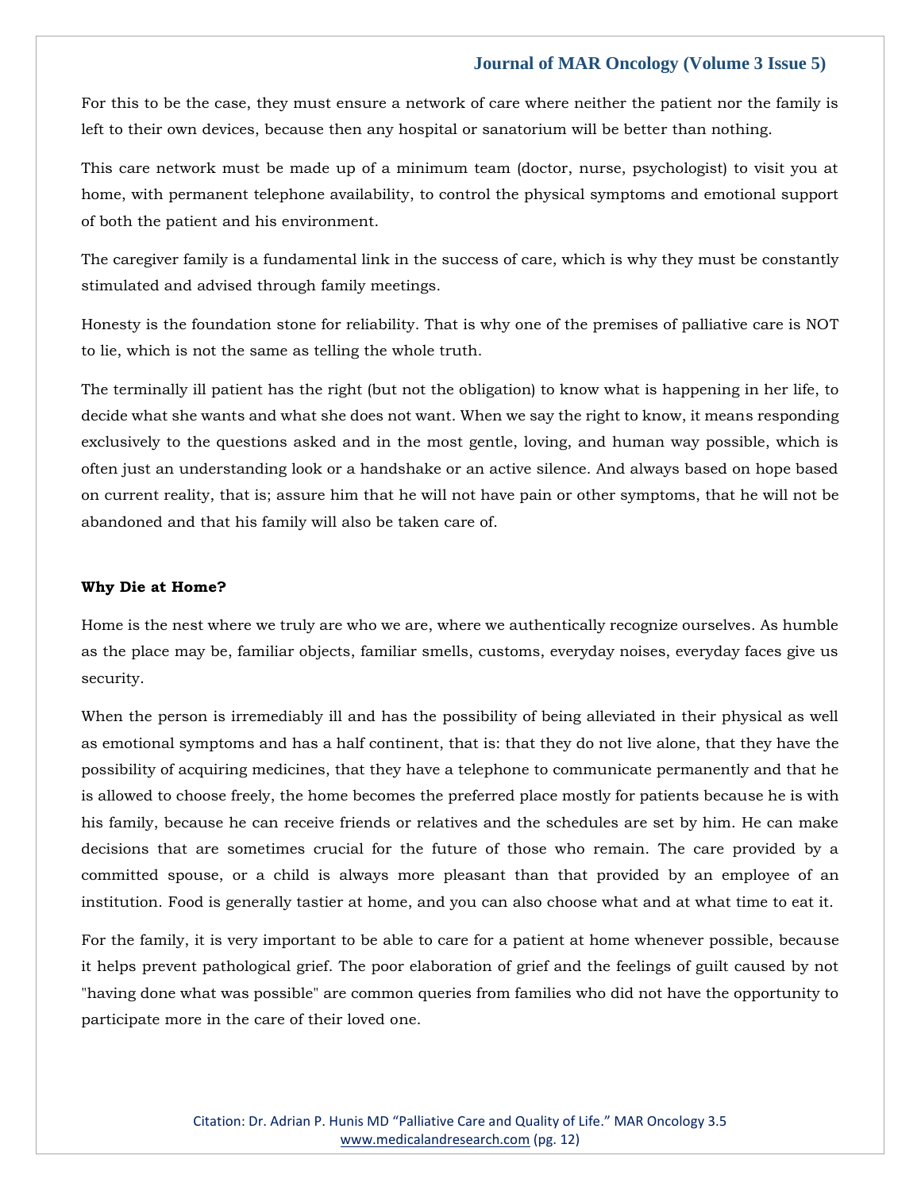For this to be the case, they must ensure a network of care where neither the patient nor the family is left to their own devices, because then any hospital or sanatorium will be better than nothing.

This care network must be made up of a minimum team (doctor, nurse, psychologist) to visit you at home, with permanent telephone availability, to control the physical symptoms and emotional support of both the patient and his environment.

The caregiver family is a fundamental link in the success of care, which is why they must be constantly stimulated and advised through family meetings.

Honesty is the foundation stone for reliability. That is why one of the premises of palliative care is NOT to lie, which is not the same as telling the whole truth.

The terminally ill patient has the right (but not the obligation) to know what is happening in her life, to decide what she wants and what she does not want. When we say the right to know, it means responding exclusively to the questions asked and in the most gentle, loving, and human way possible, which is often just an understanding look or a handshake or an active silence. And always based on hope based on current reality, that is; assure him that he will not have pain or other symptoms, that he will not be abandoned and that his family will also be taken care of.

**Why Die at Home?**

Home is the nest where we truly are who we are, where we authentically recognize ourselves. As humble as the place may be, familiar objects, familiar smells, customs, everyday noises, everyday faces give us security.

When the person is irremediably ill and has the possibility of being alleviated in their physical as well as emotional symptoms and has a half continent, that is: that they do not live alone, that they have the possibility of acquiring medicines, that they have a telephone to communicate permanently and that he is allowed to choose freely, the home becomes the preferred place mostly for patients because he is with his family, because he can receive friends or relatives and the schedules are set by him. He can make decisions that are sometimes crucial for the future of those who remain. The care provided by a committed spouse, or a child is always more pleasant than that provided by an employee of an institution. Food is generally tastier at home, and you can also choose what and at what time to eat it.

For the family, it is very important to be able to care for a patient at home whenever possible, because it helps prevent pathological grief. The poor elaboration of grief and the feelings of guilt caused by not "having done what was possible" are common queries from families who did not have the opportunity to participate more in the care of their loved one.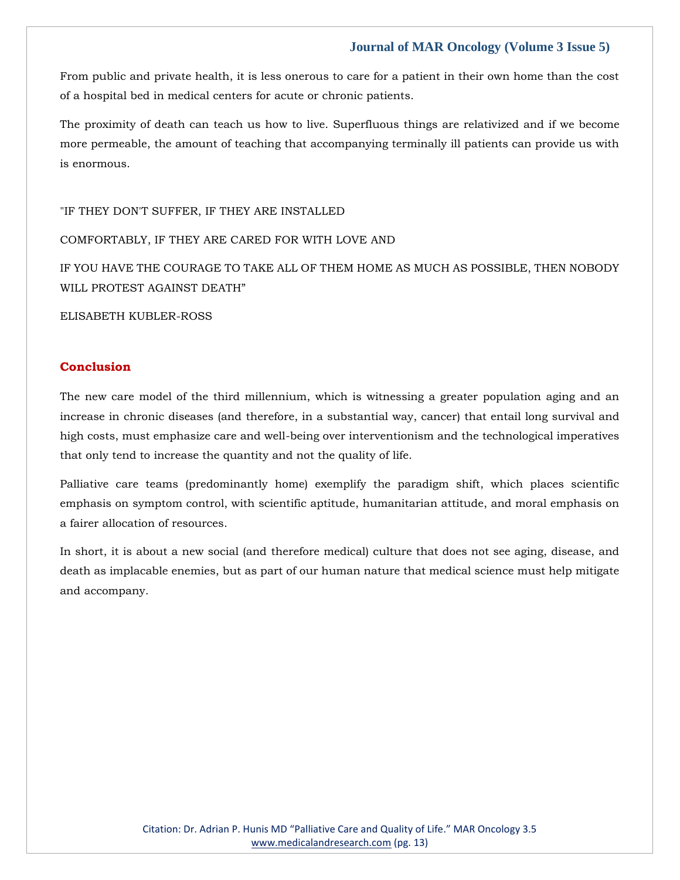From public and private health, it is less onerous to care for a patient in their own home than the cost of a hospital bed in medical centers for acute or chronic patients.

The proximity of death can teach us how to live. Superfluous things are relativized and if we become more permeable, the amount of teaching that accompanying terminally ill patients can provide us with is enormous.

"IF THEY DON'T SUFFER, IF THEY ARE INSTALLED

COMFORTABLY, IF THEY ARE CARED FOR WITH LOVE AND

IF YOU HAVE THE COURAGE TO TAKE ALL OF THEM HOME AS MUCH AS POSSIBLE, THEN NOBODY WILL PROTEST AGAINST DEATH"

ELISABETH KUBLER-ROSS

## Conclusion

The new care model of the third millennium, which is witnessing a greater population aging and an increase in chronic diseases (and therefore, in a substantial way, cancer) that entail long survival and high costs, must emphasize care and well-being over interventionism and the technological imperatives that only tend to increase the quantity and not the quality of life.

Palliative care teams (predominantly home) exemplify the paradigm shift, which places scientific emphasis on symptom control, with scientific aptitude, humanitarian attitude, and moral emphasis on a fairer allocation of resources.

In short, it is about a new social (and therefore medical) culture that does not see aging, disease, and death as implacable enemies, but as part of our human nature that medical science must help mitigate and accompany.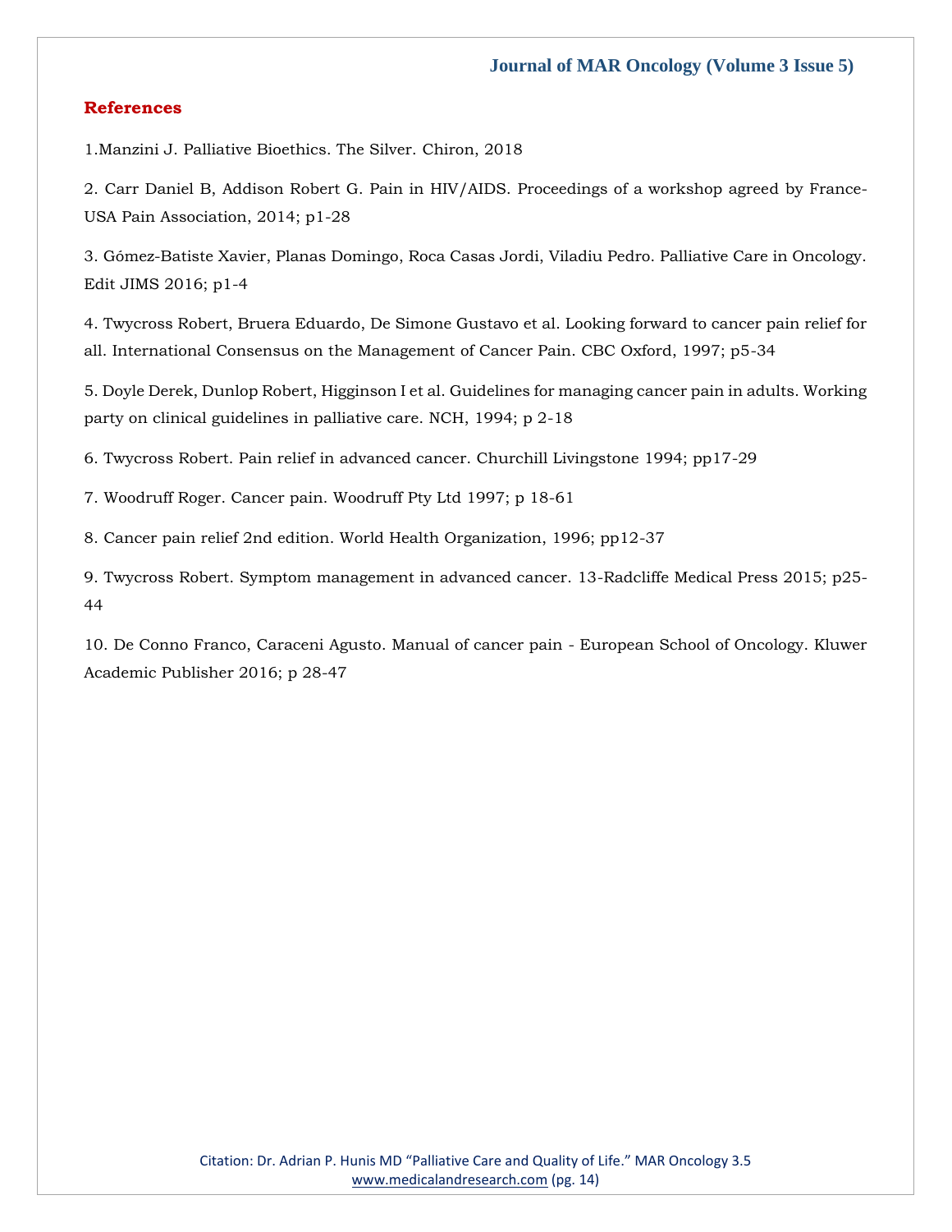## References

1.Manzini J. Palliative Bioethics. The Silver. Chiron, 2018

2. Carr Daniel B, Addison Robert G. Pain in HIV/AIDS. Proceedings of a workshop agreed by France-USA Pain Association, 2014; p1-28

3. Gómez-Batiste Xavier, Planas Domingo, Roca Casas Jordi, Viladiu Pedro. Palliative Care in Oncology. Edit JIMS 2016; p1-4

4. Twycross Robert, Bruera Eduardo, De Simone Gustavo et al. Looking forward to cancer pain relief for all. International Consensus on the Management of Cancer Pain. CBC Oxford, 1997; p5-34

5. Doyle Derek, Dunlop Robert, Higginson I et al. Guidelines for managing cancer pain in adults. Working party on clinical guidelines in palliative care. NCH, 1994; p 2-18

6. Twycross Robert. Pain relief in advanced cancer. Churchill Livingstone 1994; pp17-29

7. Woodruff Roger. Cancer pain. Woodruff Pty Ltd 1997; p 18-61

8. Cancer pain relief 2nd edition. World Health Organization, 1996; pp12-37

9. Twycross Robert. Symptom management in advanced cancer. 13-Radcliffe Medical Press 2015; p25-44

10. De Conno Franco, Caraceni Agusto. Manual of cancer pain - European School of Oncology. Kluwer Academic Publisher 2016; p 28-47